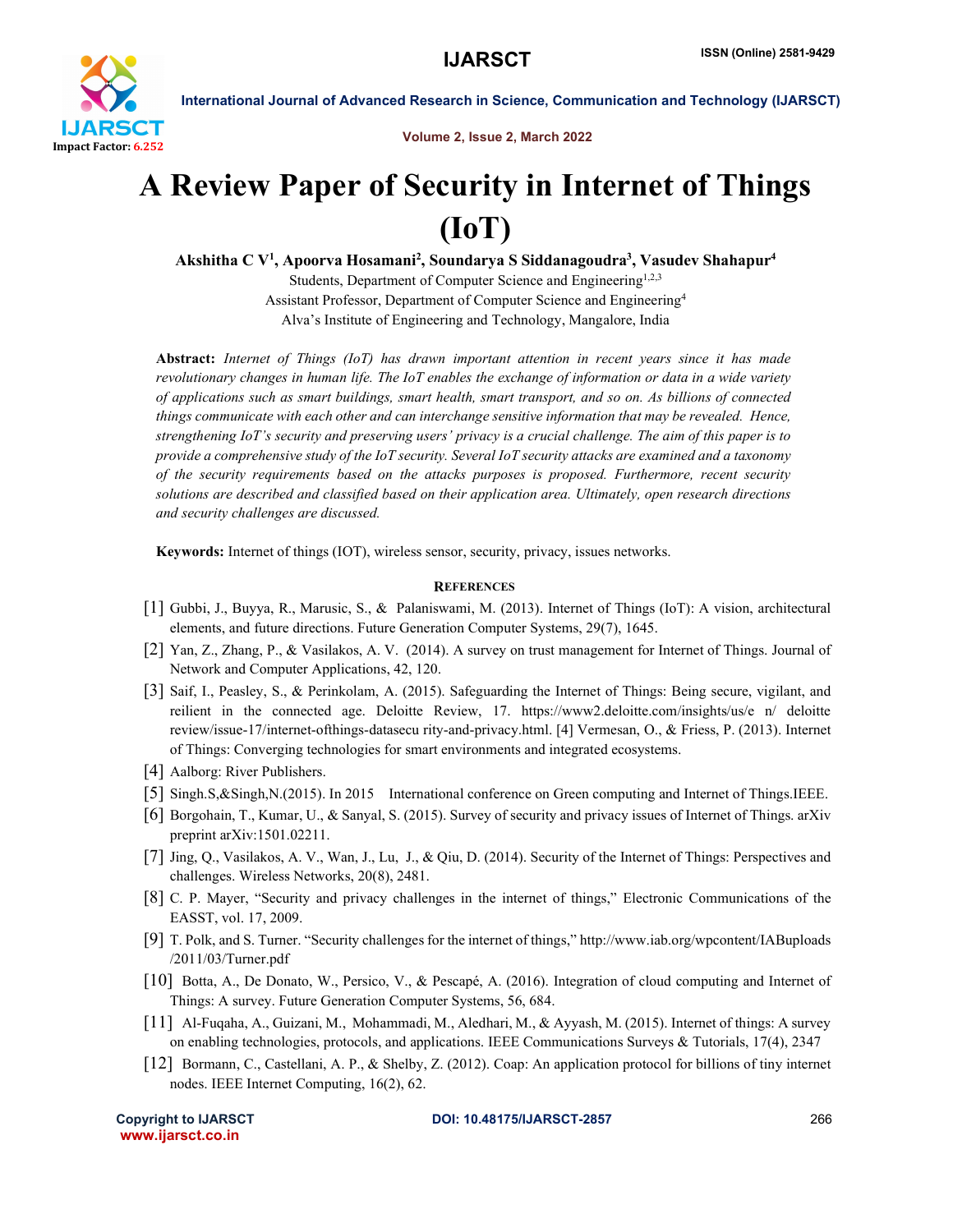# A Review Paper of Security in Internet of Things (IoT)

**Akshitha C V[1], Apoorva Hosamani[2], Soundarya S Siddanagoudra[3], Vasudev Shahapur[4]**

Students, Department of Computer Science and Engineering[1,2,3]

Assistant Professor, Department of Computer Science and Engineering[4]

Alva's Institute of Engineering and Technology, Mangalore, India

**Abstract:** *Internet of Things (IoT) has drawn important attention in recent years since it has made revolutionary changes in human life. The IoT enables the exchange of information or data in a wide variety of applications such as smart buildings, smart health, smart transport, and so on. As billions of connected things communicate with each other and can interchange sensitive information that may be revealed. Hence, strengthening IoT's security and preserving users' privacy is a crucial challenge. The aim of this paper is to provide a comprehensive study of the IoT security. Several IoT security attacks are examined and a taxonomy of the security requirements based on the attacks purposes is proposed. Furthermore, recent security solutions are described and classified based on their application area. Ultimately, open research directions and security challenges are discussed.*

**Keywords:** Internet of things (IOT), wireless sensor, security, privacy, issues networks.

## References

[1] Gubbi, J., Buyya, R., Marusic, S., & Palaniswami, M. (2013). Internet of Things (IoT): A vision, architectural elements, and future directions. Future Generation Computer Systems, 29(7), 1645.

[2] Yan, Z., Zhang, P., & Vasilakos, A. V. (2014). A survey on trust management for Internet of Things. Journal of Network and Computer Applications, 42, 120.

[3] Saif, I., Peasley, S., & Perinkolam, A. (2015). Safeguarding the Internet of Things: Being secure, vigilant, and reilient in the connected age. Deloitte Review, 17. https://www2.deloitte.com/insights/us/e n/ deloitte review/issue-17/internet-ofthings-datasecu rity-and-privacy.html. [4] Vermesan, O., & Friess, P. (2013). Internet of Things: Converging technologies for smart environments and integrated ecosystems.

[4] Aalborg: River Publishers.

[5] Singh.S,&Singh,N.(2015). In 2015 International conference on Green computing and Internet of Things.IEEE.

[6] Borgohain, T., Kumar, U., & Sanyal, S. (2015). Survey of security and privacy issues of Internet of Things. arXiv preprint arXiv:1501.02211.

[7] Jing, Q., Vasilakos, A. V., Wan, J., Lu, J., & Qiu, D. (2014). Security of the Internet of Things: Perspectives and challenges. Wireless Networks, 20(8), 2481.

[8] C. P. Mayer, "Security and privacy challenges in the internet of things," Electronic Communications of the EASST, vol. 17, 2009.

[9] T. Polk, and S. Turner. "Security challenges for the internet of things," http://www.iab.org/wpcontent/IABuploads /2011/03/Turner.pdf

[10] Botta, A., De Donato, W., Persico, V., & Pescapé, A. (2016). Integration of cloud computing and Internet of Things: A survey. Future Generation Computer Systems, 56, 684.

[11] Al-Fuqaha, A., Guizani, M., Mohammadi, M., Aledhari, M., & Ayyash, M. (2015). Internet of things: A survey on enabling technologies, protocols, and applications. IEEE Communications Surveys & Tutorials, 17(4), 2347

[12] Bormann, C., Castellani, A. P., & Shelby, Z. (2012). Coap: An application protocol for billions of tiny internet nodes. IEEE Internet Computing, 16(2), 62.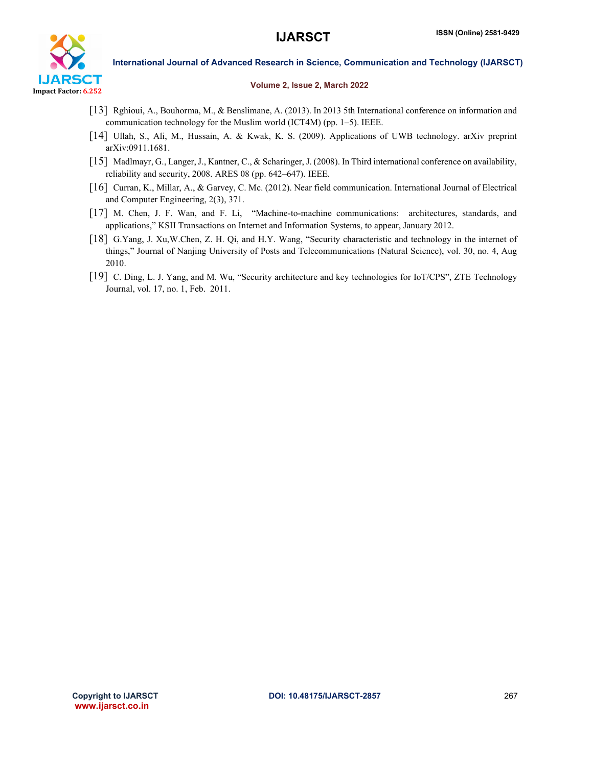[13] Rghioui, A., Bouhorma, M., & Benslimane, A. (2013). In 2013 5th International conference on information and communication technology for the Muslim world (ICT4M) (pp. 1–5). IEEE.

[14] Ullah, S., Ali, M., Hussain, A. & Kwak, K. S. (2009). Applications of UWB technology. arXiv preprint arXiv:0911.1681.

[15] Madlmayr, G., Langer, J., Kantner, C., & Scharinger, J. (2008). In Third international conference on availability, reliability and security, 2008. ARES 08 (pp. 642–647). IEEE.

[16] Curran, K., Millar, A., & Garvey, C. Mc. (2012). Near field communication. International Journal of Electrical and Computer Engineering, 2(3), 371.

[17] M. Chen, J. F. Wan, and F. Li, "Machine-to-machine communications: architectures, standards, and applications," KSII Transactions on Internet and Information Systems, to appear, January 2012.

[18] G.Yang, J. Xu,W.Chen, Z. H. Qi, and H.Y. Wang, "Security characteristic and technology in the internet of things," Journal of Nanjing University of Posts and Telecommunications (Natural Science), vol. 30, no. 4, Aug 2010.

[19] C. Ding, L. J. Yang, and M. Wu, "Security architecture and key technologies for IoT/CPS", ZTE Technology Journal, vol. 17, no. 1, Feb. 2011.